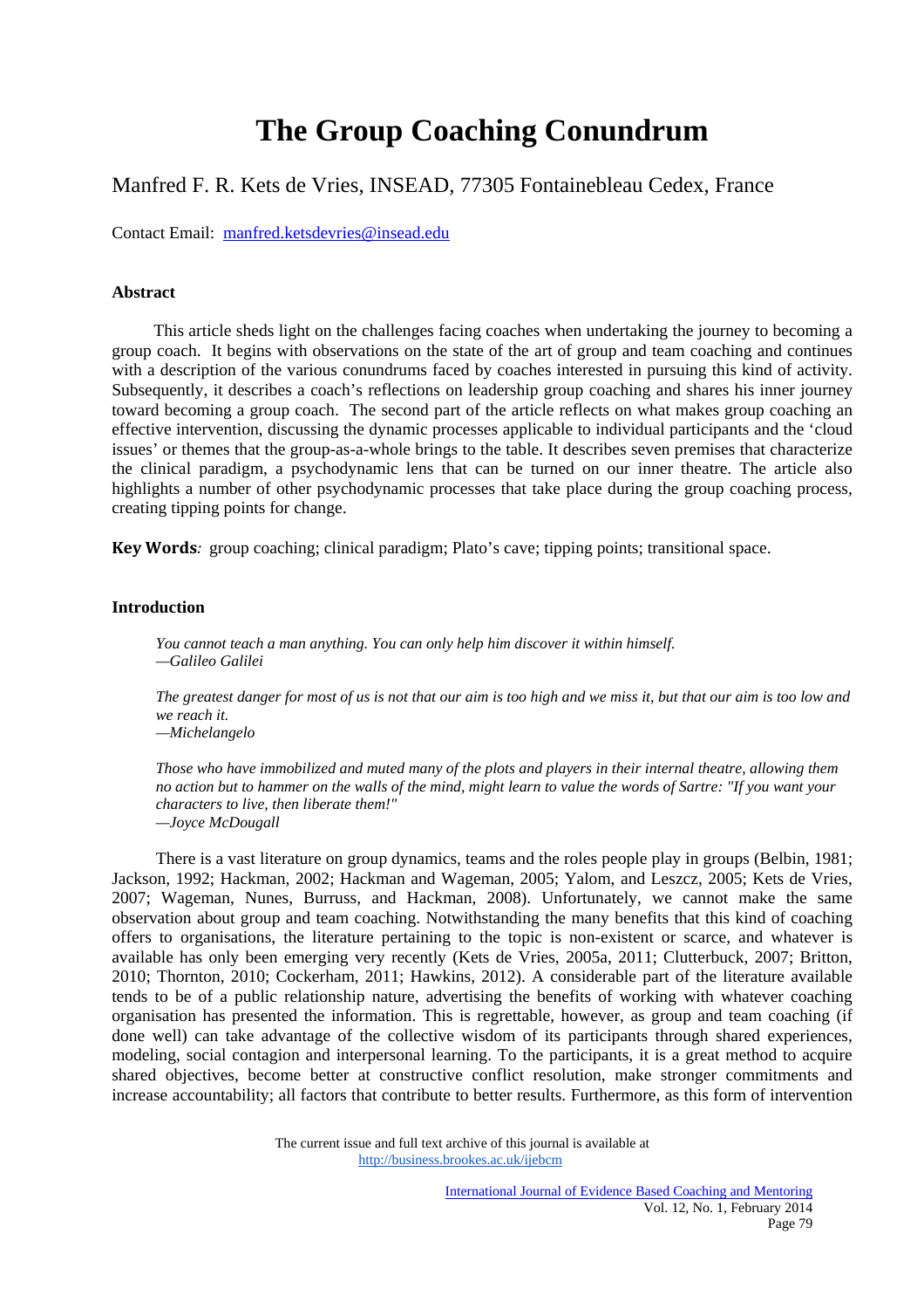# The Group Coaching Conundrum

Manfred F. R. Kets de Vries, INSEAD, 77305 Fontainebleau Cedex, France

Contact Email: manfred.ketsdevries@insead.edu

### Abstract

This article sheds light on the challenges facing coaches when undertaking the journey to becoming a group coach. It begins with observations on the state of the art of group and team coaching and continues with a description of the various conundrums faced by coaches interested in pursuing this kind of activity. Subsequently, it describes a coach's reflections on leadership group coaching and shares his inner journey toward becoming a group coach. The second part of the article reflects on what makes group coaching an effective intervention, discussing the dynamic processes applicable to individual participants and the 'cloud issues' or themes that the group-as-a-whole brings to the table. It describes seven premises that characterize the clinical paradigm, a psychodynamic lens that can be turned on our inner theatre. The article also highlights a number of other psychodynamic processes that take place during the group coaching process, creating tipping points for change.

**Key Words***:* group coaching; clinical paradigm; Plato's cave; tipping points; transitional space.

### Introduction

*You cannot teach a man anything. You can only help him discover it within himself.*
*—Galileo Galilei*

*The greatest danger for most of us is not that our aim is too high and we miss it, but that our aim is too low and we reach it.*
*—Michelangelo*

*Those who have immobilized and muted many of the plots and players in their internal theatre, allowing them no action but to hammer on the walls of the mind, might learn to value the words of Sartre: "If you want your characters to live, then liberate them!"*
*—Joyce McDougall*

There is a vast literature on group dynamics, teams and the roles people play in groups (Belbin, 1981; Jackson, 1992; Hackman, 2002; Hackman and Wageman, 2005; Yalom, and Leszcz, 2005; Kets de Vries, 2007; Wageman, Nunes, Burruss, and Hackman, 2008). Unfortunately, we cannot make the same observation about group and team coaching. Notwithstanding the many benefits that this kind of coaching offers to organisations, the literature pertaining to the topic is non-existent or scarce, and whatever is available has only been emerging very recently (Kets de Vries, 2005a, 2011; Clutterbuck, 2007; Britton, 2010; Thornton, 2010; Cockerham, 2011; Hawkins, 2012). A considerable part of the literature available tends to be of a public relationship nature, advertising the benefits of working with whatever coaching organisation has presented the information. This is regrettable, however, as group and team coaching (if done well) can take advantage of the collective wisdom of its participants through shared experiences, modeling, social contagion and interpersonal learning. To the participants, it is a great method to acquire shared objectives, become better at constructive conflict resolution, make stronger commitments and increase accountability; all factors that contribute to better results. Furthermore, as this form of intervention

The current issue and full text archive of this journal is available at http://business.brookes.ac.uk/ijebcm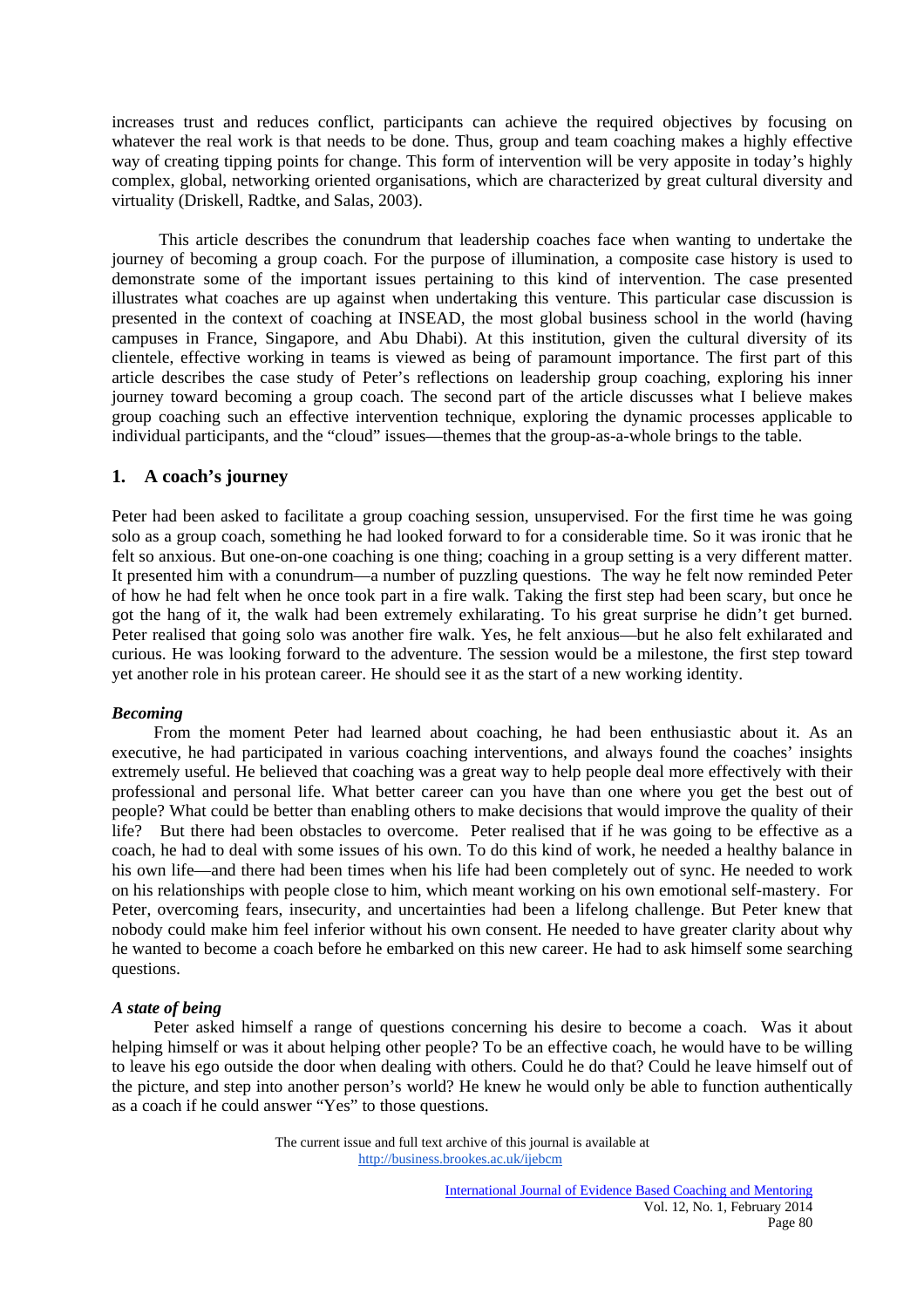increases trust and reduces conflict, participants can achieve the required objectives by focusing on whatever the real work is that needs to be done. Thus, group and team coaching makes a highly effective way of creating tipping points for change. This form of intervention will be very apposite in today's highly complex, global, networking oriented organisations, which are characterized by great cultural diversity and virtuality (Driskell, Radtke, and Salas, 2003).

This article describes the conundrum that leadership coaches face when wanting to undertake the journey of becoming a group coach. For the purpose of illumination, a composite case history is used to demonstrate some of the important issues pertaining to this kind of intervention. The case presented illustrates what coaches are up against when undertaking this venture. This particular case discussion is presented in the context of coaching at INSEAD, the most global business school in the world (having campuses in France, Singapore, and Abu Dhabi). At this institution, given the cultural diversity of its clientele, effective working in teams is viewed as being of paramount importance. The first part of this article describes the case study of Peter's reflections on leadership group coaching, exploring his inner journey toward becoming a group coach. The second part of the article discusses what I believe makes group coaching such an effective intervention technique, exploring the dynamic processes applicable to individual participants, and the "cloud" issues—themes that the group-as-a-whole brings to the table.

## 1. A coach's journey

Peter had been asked to facilitate a group coaching session, unsupervised. For the first time he was going solo as a group coach, something he had looked forward to for a considerable time. So it was ironic that he felt so anxious. But one-on-one coaching is one thing; coaching in a group setting is a very different matter. It presented him with a conundrum—a number of puzzling questions. The way he felt now reminded Peter of how he had felt when he once took part in a fire walk. Taking the first step had been scary, but once he got the hang of it, the walk had been extremely exhilarating. To his great surprise he didn't get burned. Peter realised that going solo was another fire walk. Yes, he felt anxious—but he also felt exhilarated and curious. He was looking forward to the adventure. The session would be a milestone, the first step toward yet another role in his protean career. He should see it as the start of a new working identity.

### *Becoming*

From the moment Peter had learned about coaching, he had been enthusiastic about it. As an executive, he had participated in various coaching interventions, and always found the coaches' insights extremely useful. He believed that coaching was a great way to help people deal more effectively with their professional and personal life. What better career can you have than one where you get the best out of people? What could be better than enabling others to make decisions that would improve the quality of their life? But there had been obstacles to overcome. Peter realised that if he was going to be effective as a coach, he had to deal with some issues of his own. To do this kind of work, he needed a healthy balance in his own life—and there had been times when his life had been completely out of sync. He needed to work on his relationships with people close to him, which meant working on his own emotional self-mastery. For Peter, overcoming fears, insecurity, and uncertainties had been a lifelong challenge. But Peter knew that nobody could make him feel inferior without his own consent. He needed to have greater clarity about why he wanted to become a coach before he embarked on this new career. He had to ask himself some searching questions.

### *A state of being*

Peter asked himself a range of questions concerning his desire to become a coach. Was it about helping himself or was it about helping other people? To be an effective coach, he would have to be willing to leave his ego outside the door when dealing with others. Could he do that? Could he leave himself out of the picture, and step into another person's world? He knew he would only be able to function authentically as a coach if he could answer "Yes" to those questions.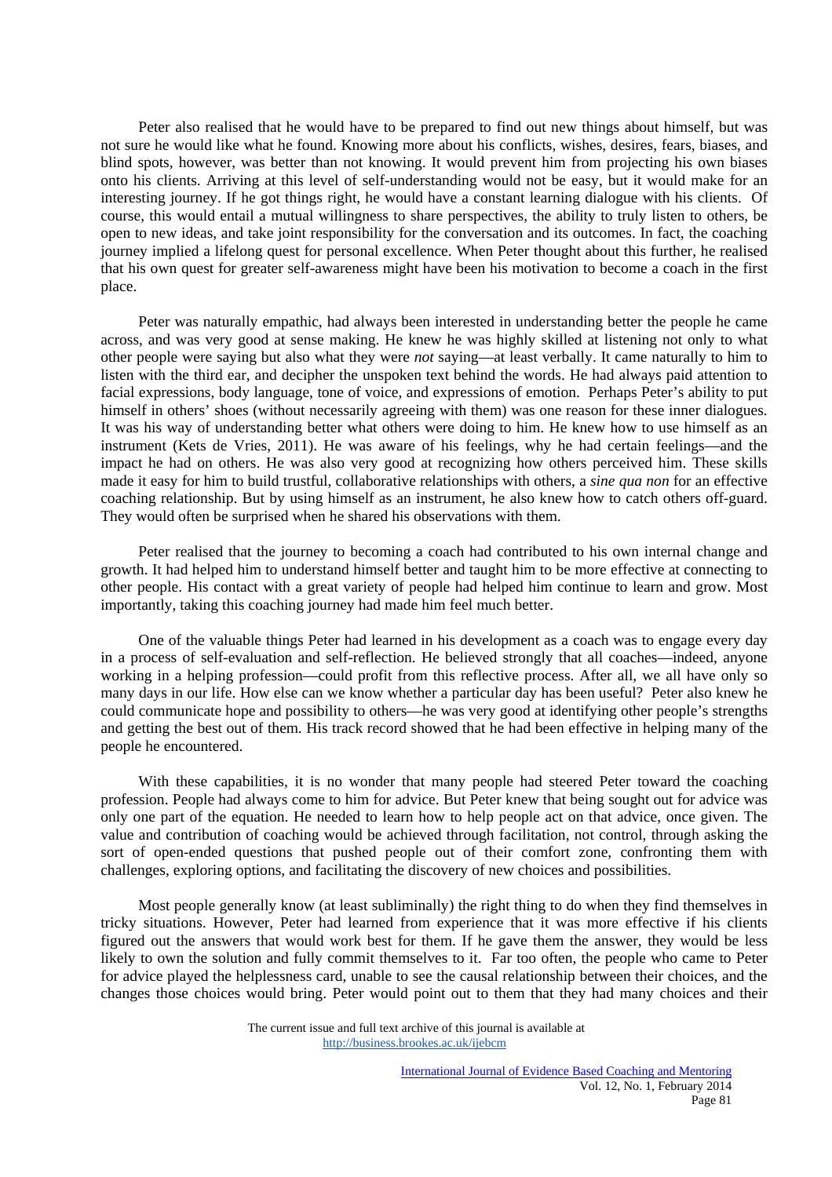Peter also realised that he would have to be prepared to find out new things about himself, but was not sure he would like what he found. Knowing more about his conflicts, wishes, desires, fears, biases, and blind spots, however, was better than not knowing. It would prevent him from projecting his own biases onto his clients. Arriving at this level of self-understanding would not be easy, but it would make for an interesting journey. If he got things right, he would have a constant learning dialogue with his clients. Of course, this would entail a mutual willingness to share perspectives, the ability to truly listen to others, be open to new ideas, and take joint responsibility for the conversation and its outcomes. In fact, the coaching journey implied a lifelong quest for personal excellence. When Peter thought about this further, he realised that his own quest for greater self-awareness might have been his motivation to become a coach in the first place.

Peter was naturally empathic, had always been interested in understanding better the people he came across, and was very good at sense making. He knew he was highly skilled at listening not only to what other people were saying but also what they were *not* saying—at least verbally. It came naturally to him to listen with the third ear, and decipher the unspoken text behind the words. He had always paid attention to facial expressions, body language, tone of voice, and expressions of emotion. Perhaps Peter's ability to put himself in others' shoes (without necessarily agreeing with them) was one reason for these inner dialogues. It was his way of understanding better what others were doing to him. He knew how to use himself as an instrument (Kets de Vries, 2011). He was aware of his feelings, why he had certain feelings—and the impact he had on others. He was also very good at recognizing how others perceived him. These skills made it easy for him to build trustful, collaborative relationships with others, a *sine qua non* for an effective coaching relationship. But by using himself as an instrument, he also knew how to catch others off-guard. They would often be surprised when he shared his observations with them.

Peter realised that the journey to becoming a coach had contributed to his own internal change and growth. It had helped him to understand himself better and taught him to be more effective at connecting to other people. His contact with a great variety of people had helped him continue to learn and grow. Most importantly, taking this coaching journey had made him feel much better.

One of the valuable things Peter had learned in his development as a coach was to engage every day in a process of self-evaluation and self-reflection. He believed strongly that all coaches—indeed, anyone working in a helping profession—could profit from this reflective process. After all, we all have only so many days in our life. How else can we know whether a particular day has been useful? Peter also knew he could communicate hope and possibility to others—he was very good at identifying other people's strengths and getting the best out of them. His track record showed that he had been effective in helping many of the people he encountered.

With these capabilities, it is no wonder that many people had steered Peter toward the coaching profession. People had always come to him for advice. But Peter knew that being sought out for advice was only one part of the equation. He needed to learn how to help people act on that advice, once given. The value and contribution of coaching would be achieved through facilitation, not control, through asking the sort of open-ended questions that pushed people out of their comfort zone, confronting them with challenges, exploring options, and facilitating the discovery of new choices and possibilities.

Most people generally know (at least subliminally) the right thing to do when they find themselves in tricky situations. However, Peter had learned from experience that it was more effective if his clients figured out the answers that would work best for them. If he gave them the answer, they would be less likely to own the solution and fully commit themselves to it. Far too often, the people who came to Peter for advice played the helplessness card, unable to see the causal relationship between their choices, and the changes those choices would bring. Peter would point out to them that they had many choices and their

The current issue and full text archive of this journal is available at http://business.brookes.ac.uk/ijebcm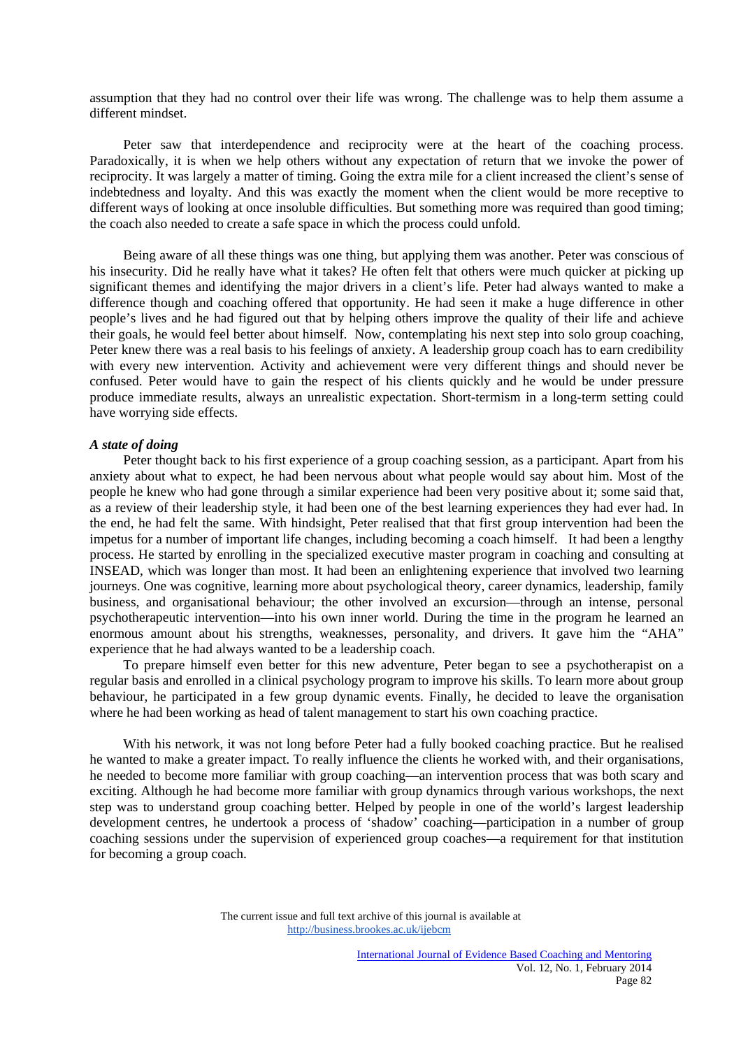assumption that they had no control over their life was wrong. The challenge was to help them assume a different mindset.

Peter saw that interdependence and reciprocity were at the heart of the coaching process. Paradoxically, it is when we help others without any expectation of return that we invoke the power of reciprocity. It was largely a matter of timing. Going the extra mile for a client increased the client's sense of indebtedness and loyalty. And this was exactly the moment when the client would be more receptive to different ways of looking at once insoluble difficulties. But something more was required than good timing; the coach also needed to create a safe space in which the process could unfold.

Being aware of all these things was one thing, but applying them was another. Peter was conscious of his insecurity. Did he really have what it takes? He often felt that others were much quicker at picking up significant themes and identifying the major drivers in a client's life. Peter had always wanted to make a difference though and coaching offered that opportunity. He had seen it make a huge difference in other people's lives and he had figured out that by helping others improve the quality of their life and achieve their goals, he would feel better about himself. Now, contemplating his next step into solo group coaching, Peter knew there was a real basis to his feelings of anxiety. A leadership group coach has to earn credibility with every new intervention. Activity and achievement were very different things and should never be confused. Peter would have to gain the respect of his clients quickly and he would be under pressure produce immediate results, always an unrealistic expectation. Short-termism in a long-term setting could have worrying side effects.

***A state of doing***

Peter thought back to his first experience of a group coaching session, as a participant. Apart from his anxiety about what to expect, he had been nervous about what people would say about him. Most of the people he knew who had gone through a similar experience had been very positive about it; some said that, as a review of their leadership style, it had been one of the best learning experiences they had ever had. In the end, he had felt the same. With hindsight, Peter realised that that first group intervention had been the impetus for a number of important life changes, including becoming a coach himself. It had been a lengthy process. He started by enrolling in the specialized executive master program in coaching and consulting at INSEAD, which was longer than most. It had been an enlightening experience that involved two learning journeys. One was cognitive, learning more about psychological theory, career dynamics, leadership, family business, and organisational behaviour; the other involved an excursion—through an intense, personal psychotherapeutic intervention—into his own inner world. During the time in the program he learned an enormous amount about his strengths, weaknesses, personality, and drivers. It gave him the "AHA" experience that he had always wanted to be a leadership coach.

To prepare himself even better for this new adventure, Peter began to see a psychotherapist on a regular basis and enrolled in a clinical psychology program to improve his skills. To learn more about group behaviour, he participated in a few group dynamic events. Finally, he decided to leave the organisation where he had been working as head of talent management to start his own coaching practice.

With his network, it was not long before Peter had a fully booked coaching practice. But he realised he wanted to make a greater impact. To really influence the clients he worked with, and their organisations, he needed to become more familiar with group coaching—an intervention process that was both scary and exciting. Although he had become more familiar with group dynamics through various workshops, the next step was to understand group coaching better. Helped by people in one of the world's largest leadership development centres, he undertook a process of 'shadow' coaching—participation in a number of group coaching sessions under the supervision of experienced group coaches—a requirement for that institution for becoming a group coach.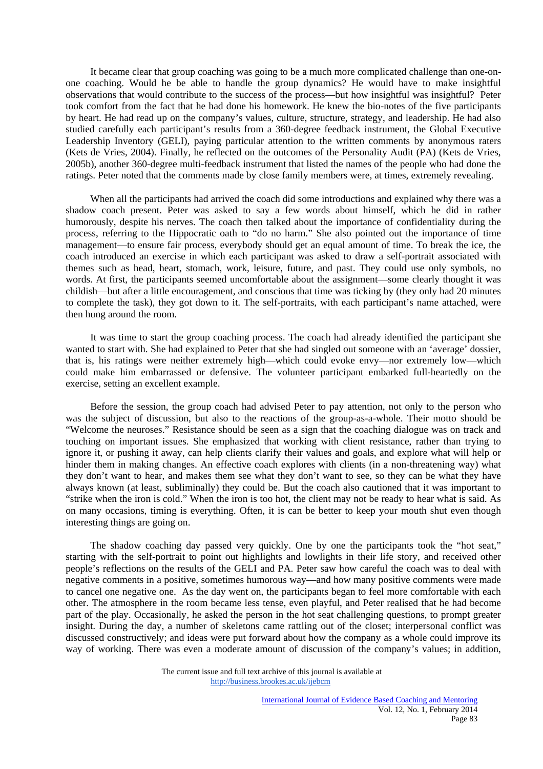It became clear that group coaching was going to be a much more complicated challenge than one-on-one coaching. Would he be able to handle the group dynamics? He would have to make insightful observations that would contribute to the success of the process—but how insightful was insightful? Peter took comfort from the fact that he had done his homework. He knew the bio-notes of the five participants by heart. He had read up on the company's values, culture, structure, strategy, and leadership. He had also studied carefully each participant's results from a 360-degree feedback instrument, the Global Executive Leadership Inventory (GELI), paying particular attention to the written comments by anonymous raters (Kets de Vries, 2004). Finally, he reflected on the outcomes of the Personality Audit (PA) (Kets de Vries, 2005b), another 360-degree multi-feedback instrument that listed the names of the people who had done the ratings. Peter noted that the comments made by close family members were, at times, extremely revealing.

When all the participants had arrived the coach did some introductions and explained why there was a shadow coach present. Peter was asked to say a few words about himself, which he did in rather humorously, despite his nerves. The coach then talked about the importance of confidentiality during the process, referring to the Hippocratic oath to "do no harm." She also pointed out the importance of time management—to ensure fair process, everybody should get an equal amount of time. To break the ice, the coach introduced an exercise in which each participant was asked to draw a self-portrait associated with themes such as head, heart, stomach, work, leisure, future, and past. They could use only symbols, no words. At first, the participants seemed uncomfortable about the assignment—some clearly thought it was childish—but after a little encouragement, and conscious that time was ticking by (they only had 20 minutes to complete the task), they got down to it. The self-portraits, with each participant's name attached, were then hung around the room.

It was time to start the group coaching process. The coach had already identified the participant she wanted to start with. She had explained to Peter that she had singled out someone with an 'average' dossier, that is, his ratings were neither extremely high—which could evoke envy—nor extremely low—which could make him embarrassed or defensive. The volunteer participant embarked full-heartedly on the exercise, setting an excellent example.

Before the session, the group coach had advised Peter to pay attention, not only to the person who was the subject of discussion, but also to the reactions of the group-as-a-whole. Their motto should be "Welcome the neuroses." Resistance should be seen as a sign that the coaching dialogue was on track and touching on important issues. She emphasized that working with client resistance, rather than trying to ignore it, or pushing it away, can help clients clarify their values and goals, and explore what will help or hinder them in making changes. An effective coach explores with clients (in a non-threatening way) what they don't want to hear, and makes them see what they don't want to see, so they can be what they have always known (at least, subliminally) they could be. But the coach also cautioned that it was important to "strike when the iron is cold." When the iron is too hot, the client may not be ready to hear what is said. As on many occasions, timing is everything. Often, it is can be better to keep your mouth shut even though interesting things are going on.

The shadow coaching day passed very quickly. One by one the participants took the "hot seat," starting with the self-portrait to point out highlights and lowlights in their life story, and received other people's reflections on the results of the GELI and PA. Peter saw how careful the coach was to deal with negative comments in a positive, sometimes humorous way—and how many positive comments were made to cancel one negative one. As the day went on, the participants began to feel more comfortable with each other. The atmosphere in the room became less tense, even playful, and Peter realised that he had become part of the play. Occasionally, he asked the person in the hot seat challenging questions, to prompt greater insight. During the day, a number of skeletons came rattling out of the closet; interpersonal conflict was discussed constructively; and ideas were put forward about how the company as a whole could improve its way of working. There was even a moderate amount of discussion of the company's values; in addition,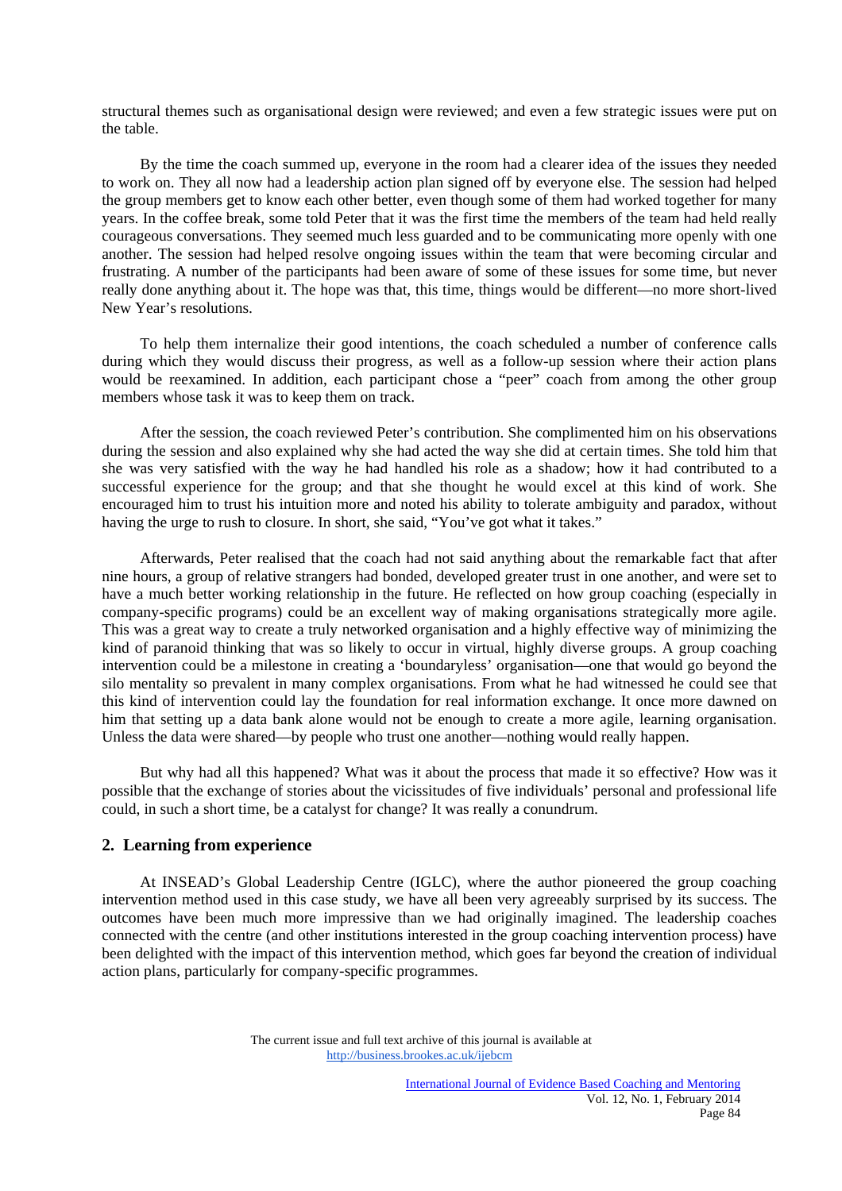structural themes such as organisational design were reviewed; and even a few strategic issues were put on the table.

By the time the coach summed up, everyone in the room had a clearer idea of the issues they needed to work on. They all now had a leadership action plan signed off by everyone else. The session had helped the group members get to know each other better, even though some of them had worked together for many years. In the coffee break, some told Peter that it was the first time the members of the team had held really courageous conversations. They seemed much less guarded and to be communicating more openly with one another. The session had helped resolve ongoing issues within the team that were becoming circular and frustrating. A number of the participants had been aware of some of these issues for some time, but never really done anything about it. The hope was that, this time, things would be different—no more short-lived New Year's resolutions.

To help them internalize their good intentions, the coach scheduled a number of conference calls during which they would discuss their progress, as well as a follow-up session where their action plans would be reexamined. In addition, each participant chose a "peer" coach from among the other group members whose task it was to keep them on track.

After the session, the coach reviewed Peter's contribution. She complimented him on his observations during the session and also explained why she had acted the way she did at certain times. She told him that she was very satisfied with the way he had handled his role as a shadow; how it had contributed to a successful experience for the group; and that she thought he would excel at this kind of work. She encouraged him to trust his intuition more and noted his ability to tolerate ambiguity and paradox, without having the urge to rush to closure. In short, she said, "You've got what it takes."

Afterwards, Peter realised that the coach had not said anything about the remarkable fact that after nine hours, a group of relative strangers had bonded, developed greater trust in one another, and were set to have a much better working relationship in the future. He reflected on how group coaching (especially in company-specific programs) could be an excellent way of making organisations strategically more agile. This was a great way to create a truly networked organisation and a highly effective way of minimizing the kind of paranoid thinking that was so likely to occur in virtual, highly diverse groups. A group coaching intervention could be a milestone in creating a 'boundaryless' organisation—one that would go beyond the silo mentality so prevalent in many complex organisations. From what he had witnessed he could see that this kind of intervention could lay the foundation for real information exchange. It once more dawned on him that setting up a data bank alone would not be enough to create a more agile, learning organisation. Unless the data were shared—by people who trust one another—nothing would really happen.

But why had all this happened? What was it about the process that made it so effective? How was it possible that the exchange of stories about the vicissitudes of five individuals' personal and professional life could, in such a short time, be a catalyst for change? It was really a conundrum.

## 2. Learning from experience

At INSEAD's Global Leadership Centre (IGLC), where the author pioneered the group coaching intervention method used in this case study, we have all been very agreeably surprised by its success. The outcomes have been much more impressive than we had originally imagined. The leadership coaches connected with the centre (and other institutions interested in the group coaching intervention process) have been delighted with the impact of this intervention method, which goes far beyond the creation of individual action plans, particularly for company-specific programmes.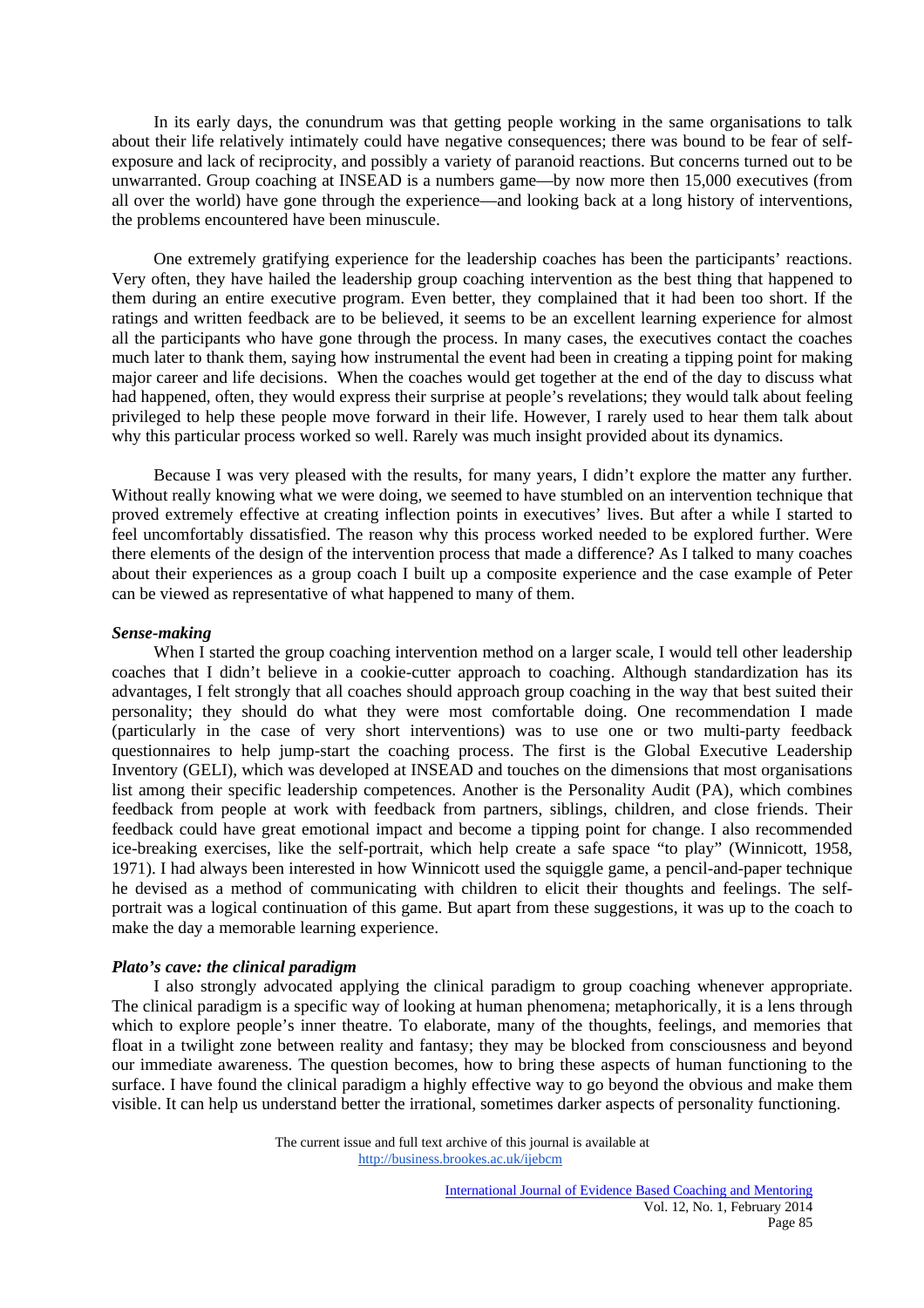In its early days, the conundrum was that getting people working in the same organisations to talk about their life relatively intimately could have negative consequences; there was bound to be fear of self-exposure and lack of reciprocity, and possibly a variety of paranoid reactions. But concerns turned out to be unwarranted. Group coaching at INSEAD is a numbers game—by now more then 15,000 executives (from all over the world) have gone through the experience—and looking back at a long history of interventions, the problems encountered have been minuscule.

One extremely gratifying experience for the leadership coaches has been the participants' reactions. Very often, they have hailed the leadership group coaching intervention as the best thing that happened to them during an entire executive program. Even better, they complained that it had been too short. If the ratings and written feedback are to be believed, it seems to be an excellent learning experience for almost all the participants who have gone through the process. In many cases, the executives contact the coaches much later to thank them, saying how instrumental the event had been in creating a tipping point for making major career and life decisions. When the coaches would get together at the end of the day to discuss what had happened, often, they would express their surprise at people's revelations; they would talk about feeling privileged to help these people move forward in their life. However, I rarely used to hear them talk about why this particular process worked so well. Rarely was much insight provided about its dynamics.

Because I was very pleased with the results, for many years, I didn't explore the matter any further. Without really knowing what we were doing, we seemed to have stumbled on an intervention technique that proved extremely effective at creating inflection points in executives' lives. But after a while I started to feel uncomfortably dissatisfied. The reason why this process worked needed to be explored further. Were there elements of the design of the intervention process that made a difference? As I talked to many coaches about their experiences as a group coach I built up a composite experience and the case example of Peter can be viewed as representative of what happened to many of them.

***Sense-making***

When I started the group coaching intervention method on a larger scale, I would tell other leadership coaches that I didn't believe in a cookie-cutter approach to coaching. Although standardization has its advantages, I felt strongly that all coaches should approach group coaching in the way that best suited their personality; they should do what they were most comfortable doing. One recommendation I made (particularly in the case of very short interventions) was to use one or two multi-party feedback questionnaires to help jump-start the coaching process. The first is the Global Executive Leadership Inventory (GELI), which was developed at INSEAD and touches on the dimensions that most organisations list among their specific leadership competences. Another is the Personality Audit (PA), which combines feedback from people at work with feedback from partners, siblings, children, and close friends. Their feedback could have great emotional impact and become a tipping point for change. I also recommended ice-breaking exercises, like the self-portrait, which help create a safe space "to play" (Winnicott, 1958, 1971). I had always been interested in how Winnicott used the squiggle game, a pencil-and-paper technique he devised as a method of communicating with children to elicit their thoughts and feelings. The self-portrait was a logical continuation of this game. But apart from these suggestions, it was up to the coach to make the day a memorable learning experience.

***Plato's cave: the clinical paradigm***

I also strongly advocated applying the clinical paradigm to group coaching whenever appropriate. The clinical paradigm is a specific way of looking at human phenomena; metaphorically, it is a lens through which to explore people's inner theatre. To elaborate, many of the thoughts, feelings, and memories that float in a twilight zone between reality and fantasy; they may be blocked from consciousness and beyond our immediate awareness. The question becomes, how to bring these aspects of human functioning to the surface. I have found the clinical paradigm a highly effective way to go beyond the obvious and make them visible. It can help us understand better the irrational, sometimes darker aspects of personality functioning.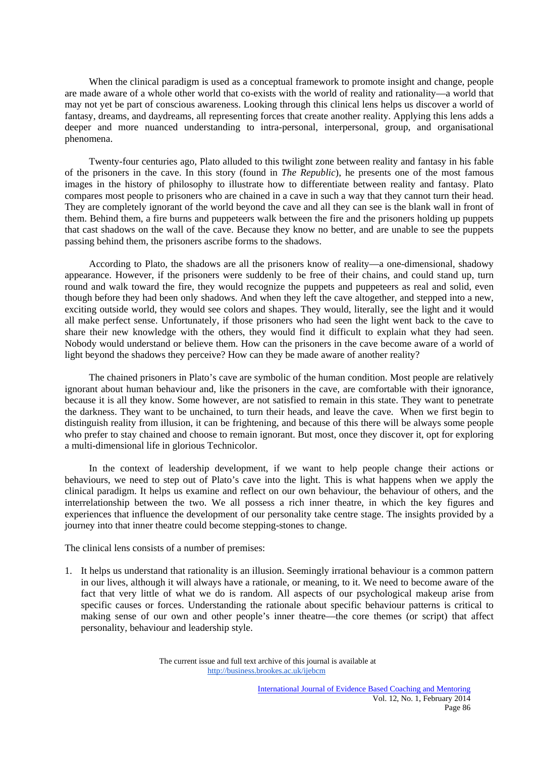When the clinical paradigm is used as a conceptual framework to promote insight and change, people are made aware of a whole other world that co-exists with the world of reality and rationality—a world that may not yet be part of conscious awareness. Looking through this clinical lens helps us discover a world of fantasy, dreams, and daydreams, all representing forces that create another reality. Applying this lens adds a deeper and more nuanced understanding to intra-personal, interpersonal, group, and organisational phenomena.

Twenty-four centuries ago, Plato alluded to this twilight zone between reality and fantasy in his fable of the prisoners in the cave. In this story (found in *The Republic*), he presents one of the most famous images in the history of philosophy to illustrate how to differentiate between reality and fantasy. Plato compares most people to prisoners who are chained in a cave in such a way that they cannot turn their head. They are completely ignorant of the world beyond the cave and all they can see is the blank wall in front of them. Behind them, a fire burns and puppeteers walk between the fire and the prisoners holding up puppets that cast shadows on the wall of the cave. Because they know no better, and are unable to see the puppets passing behind them, the prisoners ascribe forms to the shadows.

According to Plato, the shadows are all the prisoners know of reality—a one-dimensional, shadowy appearance. However, if the prisoners were suddenly to be free of their chains, and could stand up, turn round and walk toward the fire, they would recognize the puppets and puppeteers as real and solid, even though before they had been only shadows. And when they left the cave altogether, and stepped into a new, exciting outside world, they would see colors and shapes. They would, literally, see the light and it would all make perfect sense. Unfortunately, if those prisoners who had seen the light went back to the cave to share their new knowledge with the others, they would find it difficult to explain what they had seen. Nobody would understand or believe them. How can the prisoners in the cave become aware of a world of light beyond the shadows they perceive? How can they be made aware of another reality?

The chained prisoners in Plato's cave are symbolic of the human condition. Most people are relatively ignorant about human behaviour and, like the prisoners in the cave, are comfortable with their ignorance, because it is all they know. Some however, are not satisfied to remain in this state. They want to penetrate the darkness. They want to be unchained, to turn their heads, and leave the cave. When we first begin to distinguish reality from illusion, it can be frightening, and because of this there will be always some people who prefer to stay chained and choose to remain ignorant. But most, once they discover it, opt for exploring a multi-dimensional life in glorious Technicolor.

In the context of leadership development, if we want to help people change their actions or behaviours, we need to step out of Plato's cave into the light. This is what happens when we apply the clinical paradigm. It helps us examine and reflect on our own behaviour, the behaviour of others, and the interrelationship between the two. We all possess a rich inner theatre, in which the key figures and experiences that influence the development of our personality take centre stage. The insights provided by a journey into that inner theatre could become stepping-stones to change.

The clinical lens consists of a number of premises:

1. It helps us understand that rationality is an illusion. Seemingly irrational behaviour is a common pattern in our lives, although it will always have a rationale, or meaning, to it. We need to become aware of the fact that very little of what we do is random. All aspects of our psychological makeup arise from specific causes or forces. Understanding the rationale about specific behaviour patterns is critical to making sense of our own and other people's inner theatre—the core themes (or script) that affect personality, behaviour and leadership style.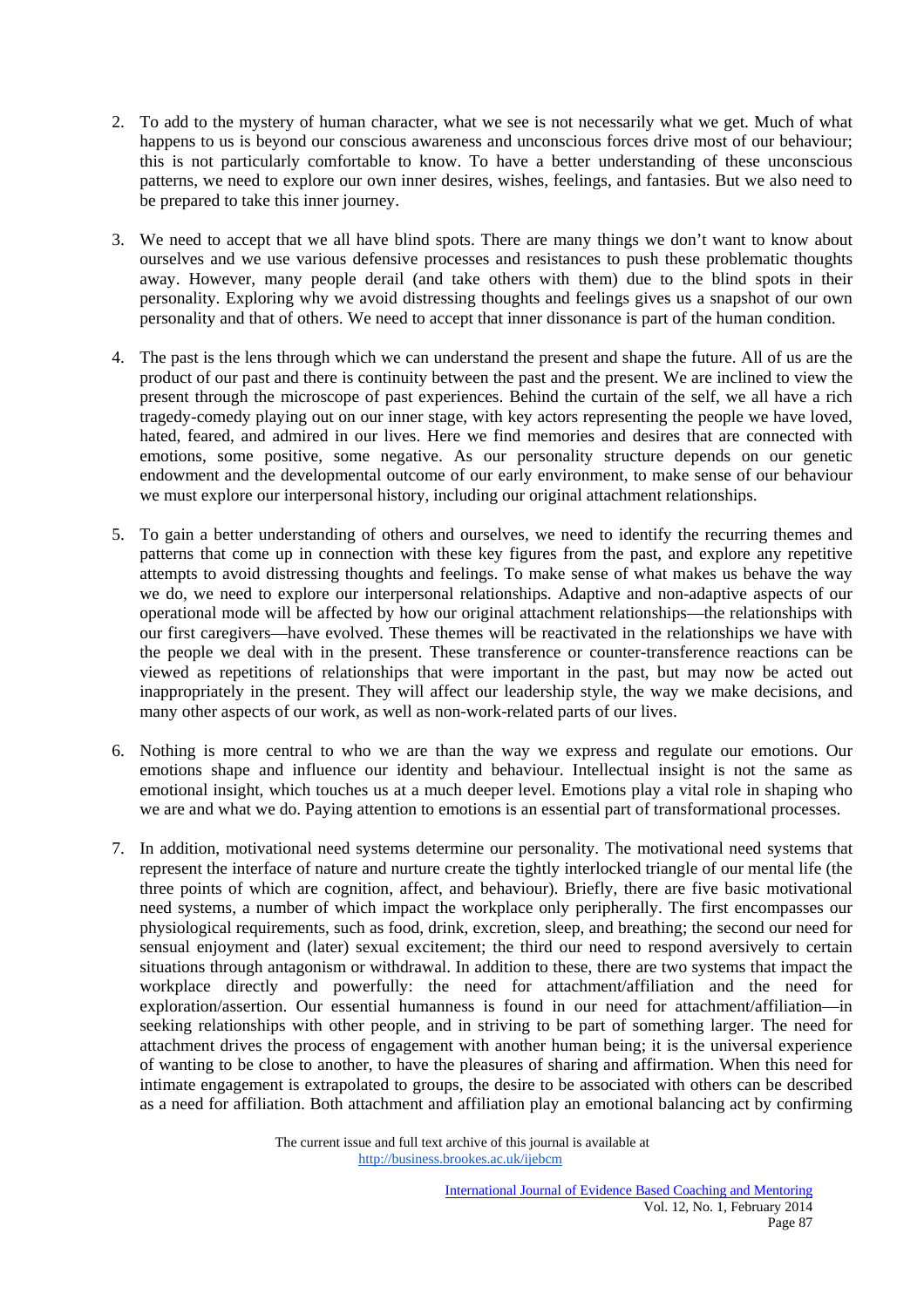2. To add to the mystery of human character, what we see is not necessarily what we get. Much of what happens to us is beyond our conscious awareness and unconscious forces drive most of our behaviour; this is not particularly comfortable to know. To have a better understanding of these unconscious patterns, we need to explore our own inner desires, wishes, feelings, and fantasies. But we also need to be prepared to take this inner journey.

3. We need to accept that we all have blind spots. There are many things we don't want to know about ourselves and we use various defensive processes and resistances to push these problematic thoughts away. However, many people derail (and take others with them) due to the blind spots in their personality. Exploring why we avoid distressing thoughts and feelings gives us a snapshot of our own personality and that of others. We need to accept that inner dissonance is part of the human condition.

4. The past is the lens through which we can understand the present and shape the future. All of us are the product of our past and there is continuity between the past and the present. We are inclined to view the present through the microscope of past experiences. Behind the curtain of the self, we all have a rich tragedy-comedy playing out on our inner stage, with key actors representing the people we have loved, hated, feared, and admired in our lives. Here we find memories and desires that are connected with emotions, some positive, some negative. As our personality structure depends on our genetic endowment and the developmental outcome of our early environment, to make sense of our behaviour we must explore our interpersonal history, including our original attachment relationships.

5. To gain a better understanding of others and ourselves, we need to identify the recurring themes and patterns that come up in connection with these key figures from the past, and explore any repetitive attempts to avoid distressing thoughts and feelings. To make sense of what makes us behave the way we do, we need to explore our interpersonal relationships. Adaptive and non-adaptive aspects of our operational mode will be affected by how our original attachment relationships—the relationships with our first caregivers—have evolved. These themes will be reactivated in the relationships we have with the people we deal with in the present. These transference or counter-transference reactions can be viewed as repetitions of relationships that were important in the past, but may now be acted out inappropriately in the present. They will affect our leadership style, the way we make decisions, and many other aspects of our work, as well as non-work-related parts of our lives.

6. Nothing is more central to who we are than the way we express and regulate our emotions. Our emotions shape and influence our identity and behaviour. Intellectual insight is not the same as emotional insight, which touches us at a much deeper level. Emotions play a vital role in shaping who we are and what we do. Paying attention to emotions is an essential part of transformational processes.

7. In addition, motivational need systems determine our personality. The motivational need systems that represent the interface of nature and nurture create the tightly interlocked triangle of our mental life (the three points of which are cognition, affect, and behaviour). Briefly, there are five basic motivational need systems, a number of which impact the workplace only peripherally. The first encompasses our physiological requirements, such as food, drink, excretion, sleep, and breathing; the second our need for sensual enjoyment and (later) sexual excitement; the third our need to respond aversively to certain situations through antagonism or withdrawal. In addition to these, there are two systems that impact the workplace directly and powerfully: the need for attachment/affiliation and the need for exploration/assertion. Our essential humanness is found in our need for attachment/affiliation—in seeking relationships with other people, and in striving to be part of something larger. The need for attachment drives the process of engagement with another human being; it is the universal experience of wanting to be close to another, to have the pleasures of sharing and affirmation. When this need for intimate engagement is extrapolated to groups, the desire to be associated with others can be described as a need for affiliation. Both attachment and affiliation play an emotional balancing act by confirming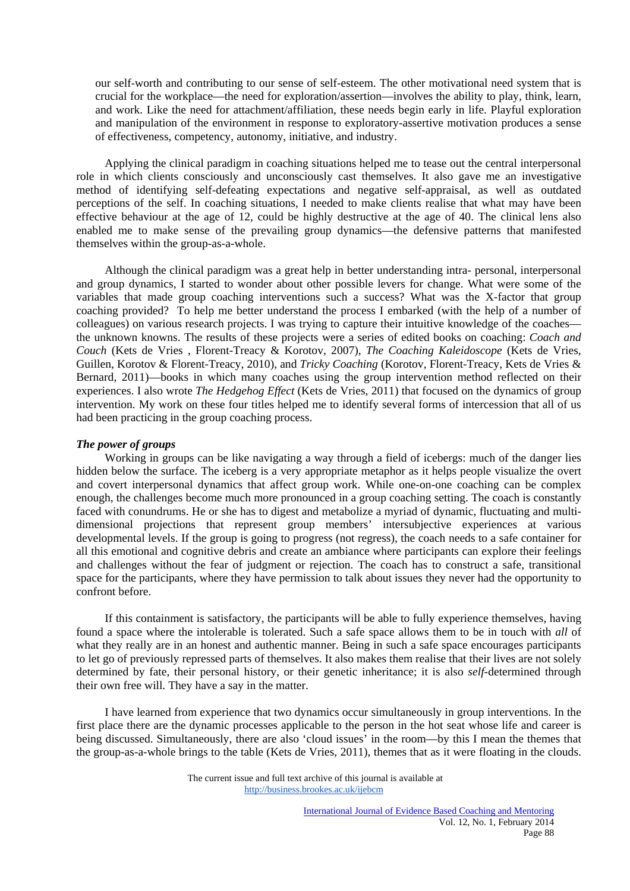our self-worth and contributing to our sense of self-esteem. The other motivational need system that is crucial for the workplace—the need for exploration/assertion—involves the ability to play, think, learn, and work. Like the need for attachment/affiliation, these needs begin early in life. Playful exploration and manipulation of the environment in response to exploratory-assertive motivation produces a sense of effectiveness, competency, autonomy, initiative, and industry.

Applying the clinical paradigm in coaching situations helped me to tease out the central interpersonal role in which clients consciously and unconsciously cast themselves. It also gave me an investigative method of identifying self-defeating expectations and negative self-appraisal, as well as outdated perceptions of the self. In coaching situations, I needed to make clients realise that what may have been effective behaviour at the age of 12, could be highly destructive at the age of 40. The clinical lens also enabled me to make sense of the prevailing group dynamics—the defensive patterns that manifested themselves within the group-as-a-whole.

Although the clinical paradigm was a great help in better understanding intra- personal, interpersonal and group dynamics, I started to wonder about other possible levers for change. What were some of the variables that made group coaching interventions such a success? What was the X-factor that group coaching provided? To help me better understand the process I embarked (with the help of a number of colleagues) on various research projects. I was trying to capture their intuitive knowledge of the coaches—the unknown knowns. The results of these projects were a series of edited books on coaching: *Coach and Couch* (Kets de Vries , Florent-Treacy & Korotov, 2007), *The Coaching Kaleidoscope* (Kets de Vries, Guillen, Korotov & Florent-Treacy, 2010), and *Tricky Coaching* (Korotov, Florent-Treacy, Kets de Vries & Bernard, 2011)—books in which many coaches using the group intervention method reflected on their experiences. I also wrote *The Hedgehog Effect* (Kets de Vries, 2011) that focused on the dynamics of group intervention. My work on these four titles helped me to identify several forms of intercession that all of us had been practicing in the group coaching process.

***The power of groups***

Working in groups can be like navigating a way through a field of icebergs: much of the danger lies hidden below the surface. The iceberg is a very appropriate metaphor as it helps people visualize the overt and covert interpersonal dynamics that affect group work. While one-on-one coaching can be complex enough, the challenges become much more pronounced in a group coaching setting. The coach is constantly faced with conundrums. He or she has to digest and metabolize a myriad of dynamic, fluctuating and multi-dimensional projections that represent group members' intersubjective experiences at various developmental levels. If the group is going to progress (not regress), the coach needs to a safe container for all this emotional and cognitive debris and create an ambiance where participants can explore their feelings and challenges without the fear of judgment or rejection. The coach has to construct a safe, transitional space for the participants, where they have permission to talk about issues they never had the opportunity to confront before.

If this containment is satisfactory, the participants will be able to fully experience themselves, having found a space where the intolerable is tolerated. Such a safe space allows them to be in touch with *all* of what they really are in an honest and authentic manner. Being in such a safe space encourages participants to let go of previously repressed parts of themselves. It also makes them realise that their lives are not solely determined by fate, their personal history, or their genetic inheritance; it is also *self*-determined through their own free will. They have a say in the matter.

I have learned from experience that two dynamics occur simultaneously in group interventions. In the first place there are the dynamic processes applicable to the person in the hot seat whose life and career is being discussed. Simultaneously, there are also 'cloud issues' in the room—by this I mean the themes that the group-as-a-whole brings to the table (Kets de Vries, 2011), themes that as it were floating in the clouds.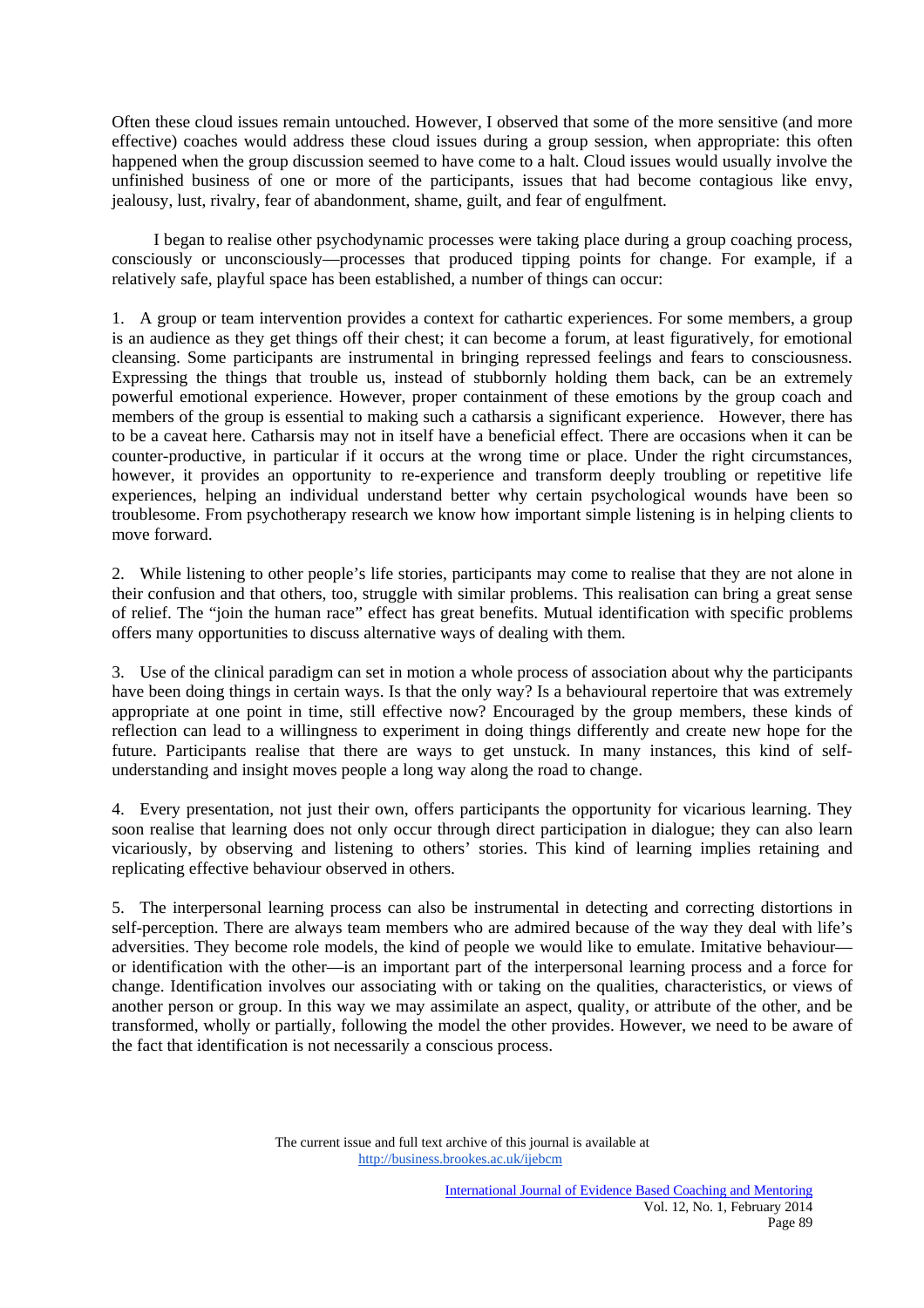Often these cloud issues remain untouched. However, I observed that some of the more sensitive (and more effective) coaches would address these cloud issues during a group session, when appropriate: this often happened when the group discussion seemed to have come to a halt. Cloud issues would usually involve the unfinished business of one or more of the participants, issues that had become contagious like envy, jealousy, lust, rivalry, fear of abandonment, shame, guilt, and fear of engulfment.

I began to realise other psychodynamic processes were taking place during a group coaching process, consciously or unconsciously—processes that produced tipping points for change. For example, if a relatively safe, playful space has been established, a number of things can occur:

1. A group or team intervention provides a context for cathartic experiences. For some members, a group is an audience as they get things off their chest; it can become a forum, at least figuratively, for emotional cleansing. Some participants are instrumental in bringing repressed feelings and fears to consciousness. Expressing the things that trouble us, instead of stubbornly holding them back, can be an extremely powerful emotional experience. However, proper containment of these emotions by the group coach and members of the group is essential to making such a catharsis a significant experience. However, there has to be a caveat here. Catharsis may not in itself have a beneficial effect. There are occasions when it can be counter-productive, in particular if it occurs at the wrong time or place. Under the right circumstances, however, it provides an opportunity to re-experience and transform deeply troubling or repetitive life experiences, helping an individual understand better why certain psychological wounds have been so troublesome. From psychotherapy research we know how important simple listening is in helping clients to move forward.

2. While listening to other people's life stories, participants may come to realise that they are not alone in their confusion and that others, too, struggle with similar problems. This realisation can bring a great sense of relief. The "join the human race" effect has great benefits. Mutual identification with specific problems offers many opportunities to discuss alternative ways of dealing with them.

3. Use of the clinical paradigm can set in motion a whole process of association about why the participants have been doing things in certain ways. Is that the only way? Is a behavioural repertoire that was extremely appropriate at one point in time, still effective now? Encouraged by the group members, these kinds of reflection can lead to a willingness to experiment in doing things differently and create new hope for the future. Participants realise that there are ways to get unstuck. In many instances, this kind of self-understanding and insight moves people a long way along the road to change.

4. Every presentation, not just their own, offers participants the opportunity for vicarious learning. They soon realise that learning does not only occur through direct participation in dialogue; they can also learn vicariously, by observing and listening to others' stories. This kind of learning implies retaining and replicating effective behaviour observed in others.

5. The interpersonal learning process can also be instrumental in detecting and correcting distortions in self-perception. There are always team members who are admired because of the way they deal with life's adversities. They become role models, the kind of people we would like to emulate. Imitative behaviour—or identification with the other—is an important part of the interpersonal learning process and a force for change. Identification involves our associating with or taking on the qualities, characteristics, or views of another person or group. In this way we may assimilate an aspect, quality, or attribute of the other, and be transformed, wholly or partially, following the model the other provides. However, we need to be aware of the fact that identification is not necessarily a conscious process.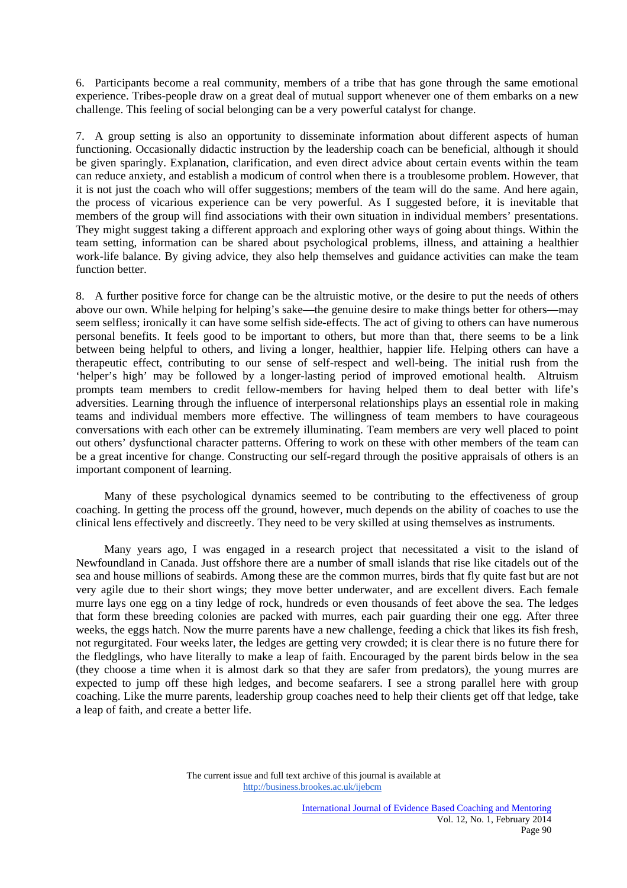6. Participants become a real community, members of a tribe that has gone through the same emotional experience. Tribes-people draw on a great deal of mutual support whenever one of them embarks on a new challenge. This feeling of social belonging can be a very powerful catalyst for change.

7. A group setting is also an opportunity to disseminate information about different aspects of human functioning. Occasionally didactic instruction by the leadership coach can be beneficial, although it should be given sparingly. Explanation, clarification, and even direct advice about certain events within the team can reduce anxiety, and establish a modicum of control when there is a troublesome problem. However, that it is not just the coach who will offer suggestions; members of the team will do the same. And here again, the process of vicarious experience can be very powerful. As I suggested before, it is inevitable that members of the group will find associations with their own situation in individual members' presentations. They might suggest taking a different approach and exploring other ways of going about things. Within the team setting, information can be shared about psychological problems, illness, and attaining a healthier work-life balance. By giving advice, they also help themselves and guidance activities can make the team function better.

8. A further positive force for change can be the altruistic motive, or the desire to put the needs of others above our own. While helping for helping's sake—the genuine desire to make things better for others—may seem selfless; ironically it can have some selfish side-effects. The act of giving to others can have numerous personal benefits. It feels good to be important to others, but more than that, there seems to be a link between being helpful to others, and living a longer, healthier, happier life. Helping others can have a therapeutic effect, contributing to our sense of self-respect and well-being. The initial rush from the 'helper's high' may be followed by a longer-lasting period of improved emotional health. Altruism prompts team members to credit fellow-members for having helped them to deal better with life's adversities. Learning through the influence of interpersonal relationships plays an essential role in making teams and individual members more effective. The willingness of team members to have courageous conversations with each other can be extremely illuminating. Team members are very well placed to point out others' dysfunctional character patterns. Offering to work on these with other members of the team can be a great incentive for change. Constructing our self-regard through the positive appraisals of others is an important component of learning.

Many of these psychological dynamics seemed to be contributing to the effectiveness of group coaching. In getting the process off the ground, however, much depends on the ability of coaches to use the clinical lens effectively and discreetly. They need to be very skilled at using themselves as instruments.

Many years ago, I was engaged in a research project that necessitated a visit to the island of Newfoundland in Canada. Just offshore there are a number of small islands that rise like citadels out of the sea and house millions of seabirds. Among these are the common murres, birds that fly quite fast but are not very agile due to their short wings; they move better underwater, and are excellent divers. Each female murre lays one egg on a tiny ledge of rock, hundreds or even thousands of feet above the sea. The ledges that form these breeding colonies are packed with murres, each pair guarding their one egg. After three weeks, the eggs hatch. Now the murre parents have a new challenge, feeding a chick that likes its fish fresh, not regurgitated. Four weeks later, the ledges are getting very crowded; it is clear there is no future there for the fledglings, who have literally to make a leap of faith. Encouraged by the parent birds below in the sea (they choose a time when it is almost dark so that they are safer from predators), the young murres are expected to jump off these high ledges, and become seafarers. I see a strong parallel here with group coaching. Like the murre parents, leadership group coaches need to help their clients get off that ledge, take a leap of faith, and create a better life.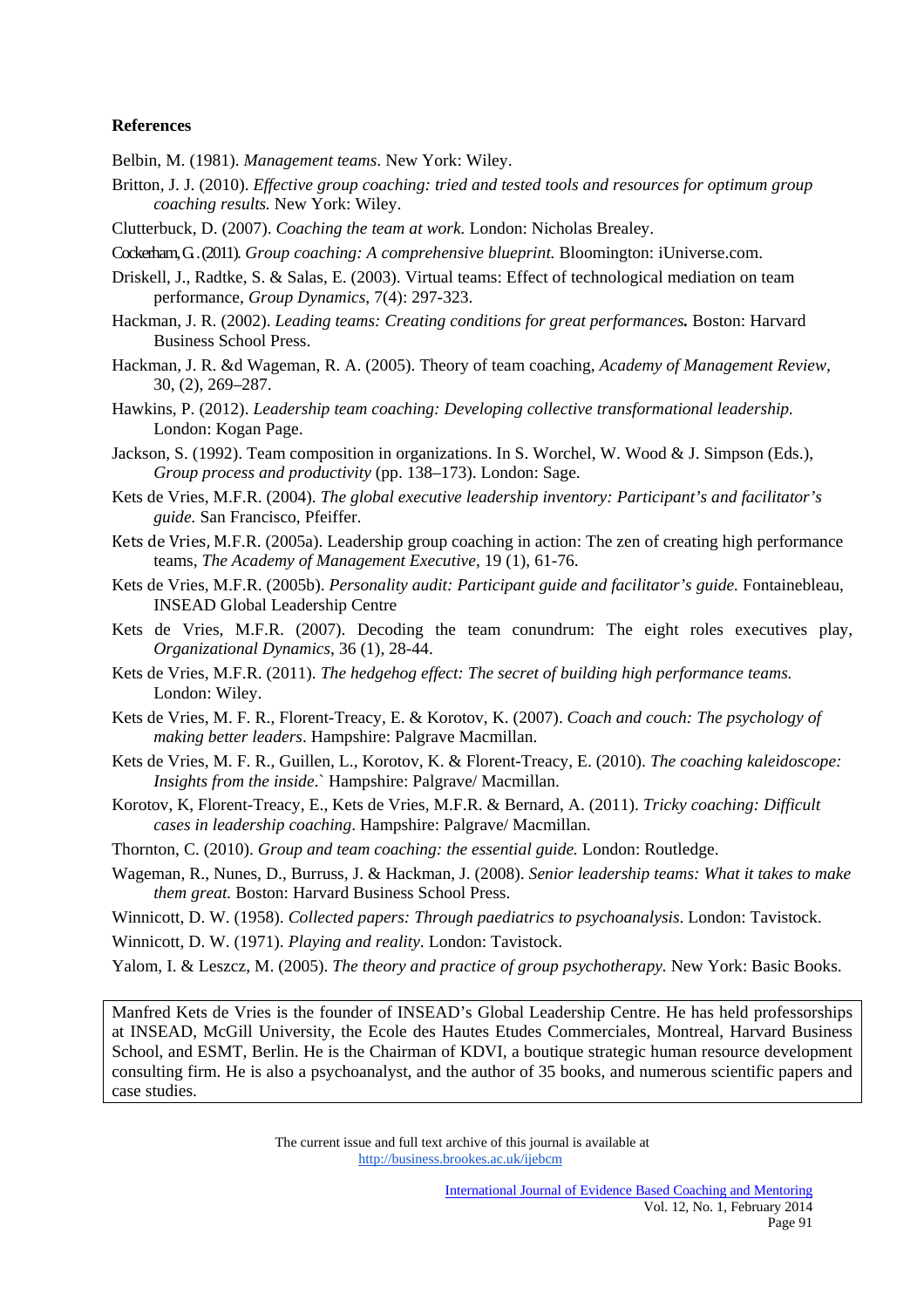**References**

Belbin, M. (1981). *Management teams*. New York: Wiley.

Britton, J. J. (2010). *Effective group coaching: tried and tested tools and resources for optimum group coaching results.* New York: Wiley.

Clutterbuck, D. (2007). *Coaching the team at work.* London: Nicholas Brealey.

Cockerham, G. (2011). *Group coaching: A comprehensive blueprint.* Bloomington: iUniverse.com.

Driskell, J., Radtke, S. & Salas, E. (2003). Virtual teams: Effect of technological mediation on team performance, *Group Dynamics,* 7(4): 297-323.

Hackman, J. R. (2002). *Leading teams: Creating conditions for great performances.* Boston: Harvard Business School Press.

Hackman, J. R. &d Wageman, R. A. (2005). Theory of team coaching, *Academy of Management Review,* 30, (2), 269–287.

Hawkins, P. (2012). *Leadership team coaching: Developing collective transformational leadership.* London: Kogan Page.

Jackson, S. (1992). Team composition in organizations. In S. Worchel, W. Wood & J. Simpson (Eds.), *Group process and productivity* (pp. 138–173). London: Sage.

Kets de Vries, M.F.R. (2004). *The global executive leadership inventory: Participant's and facilitator's guide.* San Francisco, Pfeiffer.

Kets de Vries, M.F.R. (2005a). Leadership group coaching in action: The zen of creating high performance teams, *The Academy of Management Executive,* 19 (1), 61-76.

Kets de Vries, M.F.R. (2005b). *Personality audit: Participant guide and facilitator's guide.* Fontainebleau, INSEAD Global Leadership Centre

Kets de Vries, M.F.R. (2007). Decoding the team conundrum: The eight roles executives play, *Organizational Dynamics*, 36 (1), 28-44.

Kets de Vries, M.F.R. (2011). *The hedgehog effect: The secret of building high performance teams.* London: Wiley.

Kets de Vries, M. F. R., Florent-Treacy, E. & Korotov, K. (2007). *Coach and couch: The psychology of making better leaders*. Hampshire: Palgrave Macmillan.

Kets de Vries, M. F. R., Guillen, L., Korotov, K. & Florent-Treacy, E. (2010). *The coaching kaleidoscope: Insights from the inside*.` Hampshire: Palgrave/ Macmillan.

Korotov, K, Florent-Treacy, E., Kets de Vries, M.F.R. & Bernard, A. (2011). *Tricky coaching: Difficult cases in leadership coaching*. Hampshire: Palgrave/ Macmillan.

Thornton, C. (2010). *Group and team coaching: the essential guide.* London: Routledge.

Wageman, R., Nunes, D., Burruss, J. & Hackman, J. (2008). *Senior leadership teams: What it takes to make them great.* Boston: Harvard Business School Press.

Winnicott, D. W. (1958). *Collected papers: Through paediatrics to psychoanalysis*. London: Tavistock.

Winnicott, D. W. (1971). *Playing and reality*. London: Tavistock.

Yalom, I. & Leszcz, M. (2005). *The theory and practice of group psychotherapy.* New York: Basic Books.

Manfred Kets de Vries is the founder of INSEAD's Global Leadership Centre. He has held professorships at INSEAD, McGill University, the Ecole des Hautes Etudes Commerciales, Montreal, Harvard Business School, and ESMT, Berlin. He is the Chairman of KDVI, a boutique strategic human resource development consulting firm. He is also a psychoanalyst, and the author of 35 books, and numerous scientific papers and case studies.

The current issue and full text archive of this journal is available at http://business.brookes.ac.uk/ijebcm